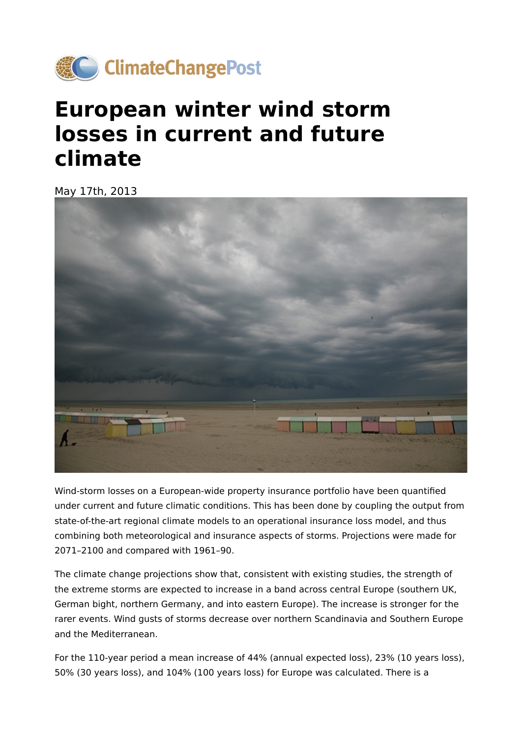# European winter wind storm losses in current and future climate

May 17th, 2013

Wind-storm losses on a European-wide property insurance portfolio have been quantified under current and future climatic conditions. This has been done by coupling the output from state-of-the-art regional climate models to an operational insurance loss model, and thus combining both meteorological and insurance aspects of storms. Projections were made for 2071–2100 and compared with 1961–90.

The climate change projections show that, consistent with existing studies, the strength of the extreme storms are expected to increase in a band across central Europe (southern UK, German bight, northern Germany, and into eastern Europe). The increase is stronger for the rarer events. Wind gusts of storms decrease over northern Scandinavia and Southern Europe and the Mediterranean.

For the 110-year period a mean increase of 44% (annual expected loss), 23% (10 years loss), 50% (30 years loss), and 104% (100 years loss) for Europe was calculated. There is a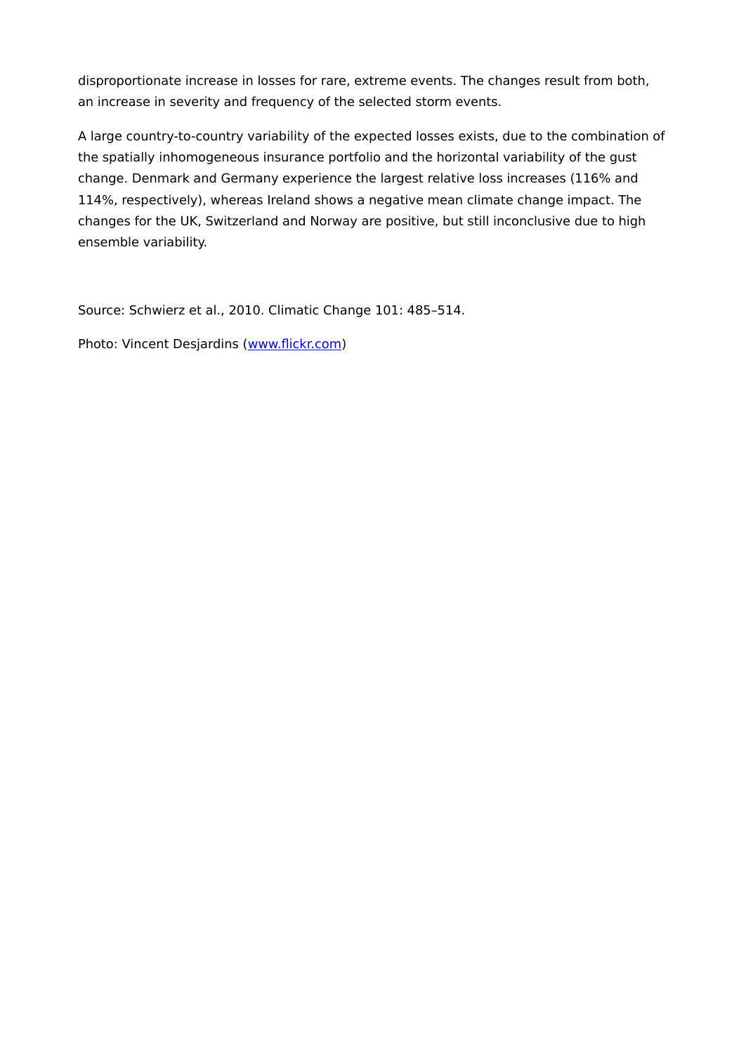disproportionate increase in losses for rare, extreme events. The changes result from both, an increase in severity and frequency of the selected storm events.

A large country-to-country variability of the expected losses exists, due to the combination of the spatially inhomogeneous insurance portfolio and the horizontal variability of the gust change. Denmark and Germany experience the largest relative loss increases (116% and 114%, respectively), whereas Ireland shows a negative mean climate change impact. The changes for the UK, Switzerland and Norway are positive, but still inconclusive due to high ensemble variability.

Source: Schwierz et al., 2010. Climatic Change 101: 485–514.

Photo: Vincent Desjardins (www.flickr.com)